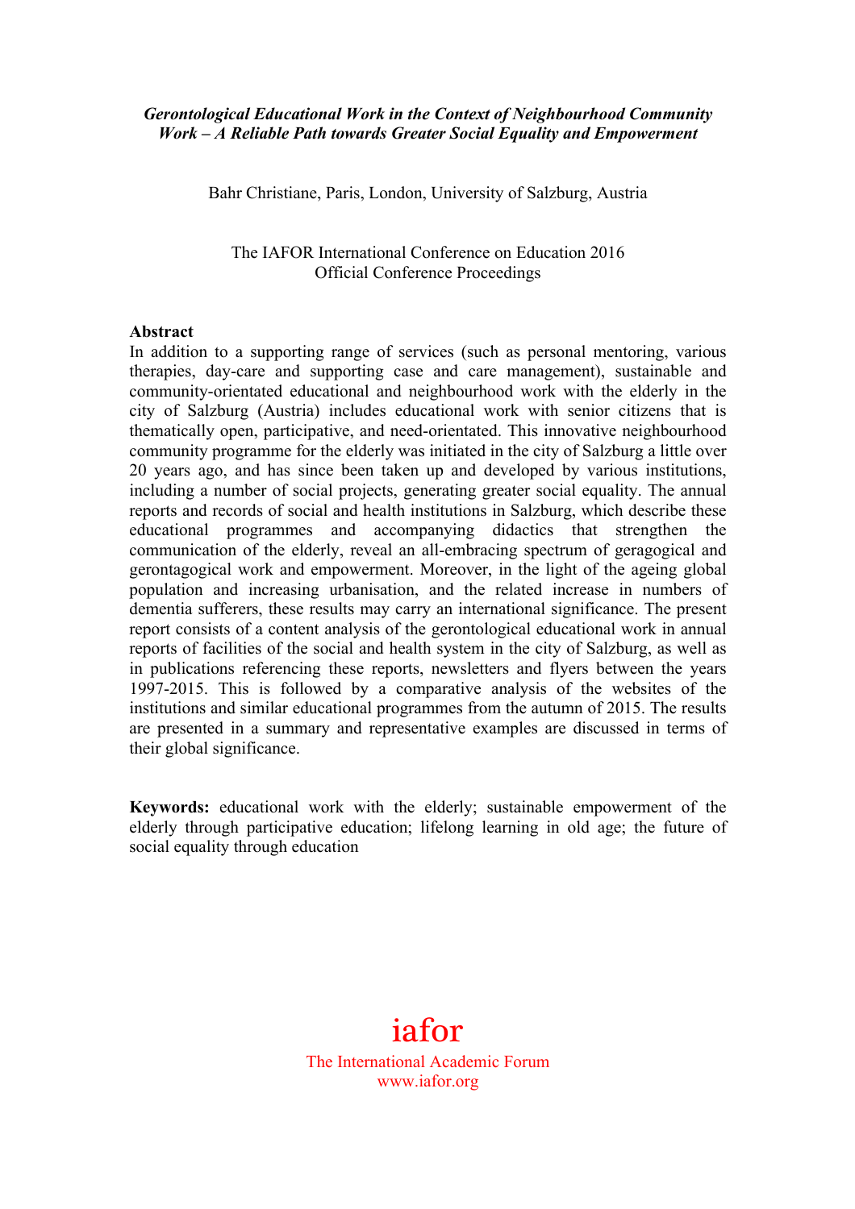***Gerontological Educational Work in the Context of Neighbourhood Community Work – A Reliable Path towards Greater Social Equality and Empowerment***

Bahr Christiane, Paris, London, University of Salzburg, Austria

The IAFOR International Conference on Education 2016
Official Conference Proceedings

**Abstract**

In addition to a supporting range of services (such as personal mentoring, various therapies, day-care and supporting case and care management), sustainable and community-orientated educational and neighbourhood work with the elderly in the city of Salzburg (Austria) includes educational work with senior citizens that is thematically open, participative, and need-orientated. This innovative neighbourhood community programme for the elderly was initiated in the city of Salzburg a little over 20 years ago, and has since been taken up and developed by various institutions, including a number of social projects, generating greater social equality. The annual reports and records of social and health institutions in Salzburg, which describe these educational programmes and accompanying didactics that strengthen the communication of the elderly, reveal an all-embracing spectrum of geragogical and gerontagogical work and empowerment. Moreover, in the light of the ageing global population and increasing urbanisation, and the related increase in numbers of dementia sufferers, these results may carry an international significance. The present report consists of a content analysis of the gerontological educational work in annual reports of facilities of the social and health system in the city of Salzburg, as well as in publications referencing these reports, newsletters and flyers between the years 1997-2015. This is followed by a comparative analysis of the websites of the institutions and similar educational programmes from the autumn of 2015. The results are presented in a summary and representative examples are discussed in terms of their global significance.

**Keywords:** educational work with the elderly; sustainable empowerment of the elderly through participative education; lifelong learning in old age; the future of social equality through education

iafor
The International Academic Forum
www.iafor.org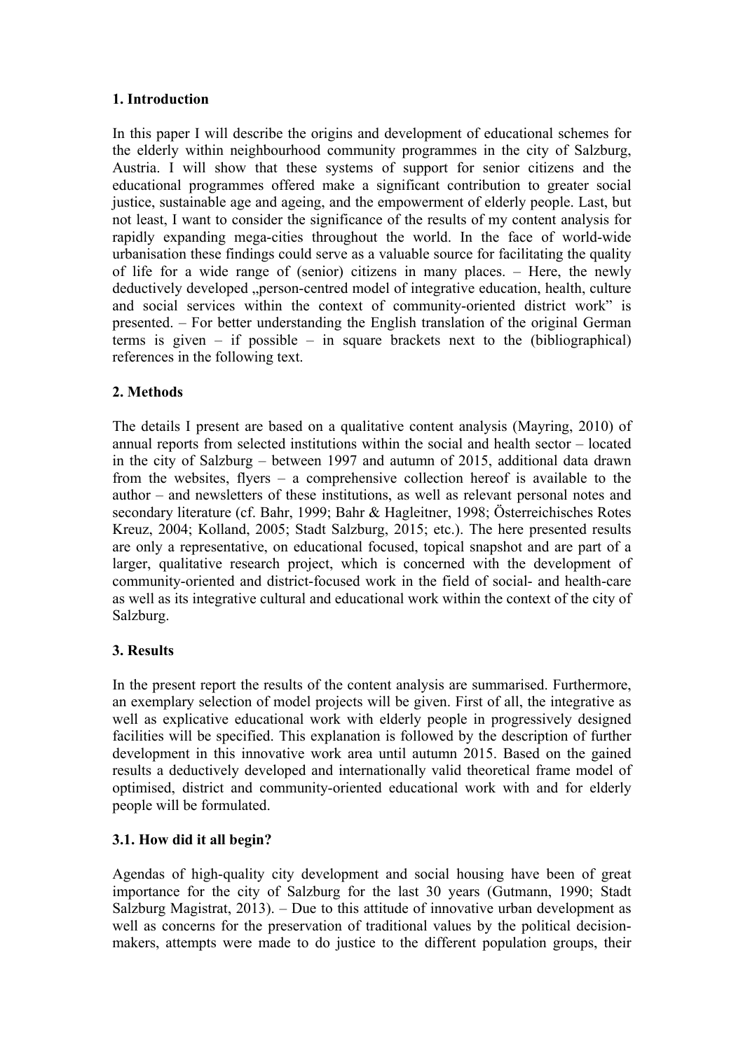## 1. Introduction

In this paper I will describe the origins and development of educational schemes for the elderly within neighbourhood community programmes in the city of Salzburg, Austria. I will show that these systems of support for senior citizens and the educational programmes offered make a significant contribution to greater social justice, sustainable age and ageing, and the empowerment of elderly people. Last, but not least, I want to consider the significance of the results of my content analysis for rapidly expanding mega-cities throughout the world. In the face of world-wide urbanisation these findings could serve as a valuable source for facilitating the quality of life for a wide range of (senior) citizens in many places. – Here, the newly deductively developed „person-centred model of integrative education, health, culture and social services within the context of community-oriented district work" is presented. – For better understanding the English translation of the original German terms is given – if possible – in square brackets next to the (bibliographical) references in the following text.

## 2. Methods

The details I present are based on a qualitative content analysis (Mayring, 2010) of annual reports from selected institutions within the social and health sector – located in the city of Salzburg – between 1997 and autumn of 2015, additional data drawn from the websites, flyers – a comprehensive collection hereof is available to the author – and newsletters of these institutions, as well as relevant personal notes and secondary literature (cf. Bahr, 1999; Bahr & Hagleitner, 1998; Österreichisches Rotes Kreuz, 2004; Kolland, 2005; Stadt Salzburg, 2015; etc.). The here presented results are only a representative, on educational focused, topical snapshot and are part of a larger, qualitative research project, which is concerned with the development of community-oriented and district-focused work in the field of social- and health-care as well as its integrative cultural and educational work within the context of the city of Salzburg.

## 3. Results

In the present report the results of the content analysis are summarised. Furthermore, an exemplary selection of model projects will be given. First of all, the integrative as well as explicative educational work with elderly people in progressively designed facilities will be specified. This explanation is followed by the description of further development in this innovative work area until autumn 2015. Based on the gained results a deductively developed and internationally valid theoretical frame model of optimised, district and community-oriented educational work with and for elderly people will be formulated.

### 3.1. How did it all begin?

Agendas of high-quality city development and social housing have been of great importance for the city of Salzburg for the last 30 years (Gutmann, 1990; Stadt Salzburg Magistrat, 2013). – Due to this attitude of innovative urban development as well as concerns for the preservation of traditional values by the political decision-makers, attempts were made to do justice to the different population groups, their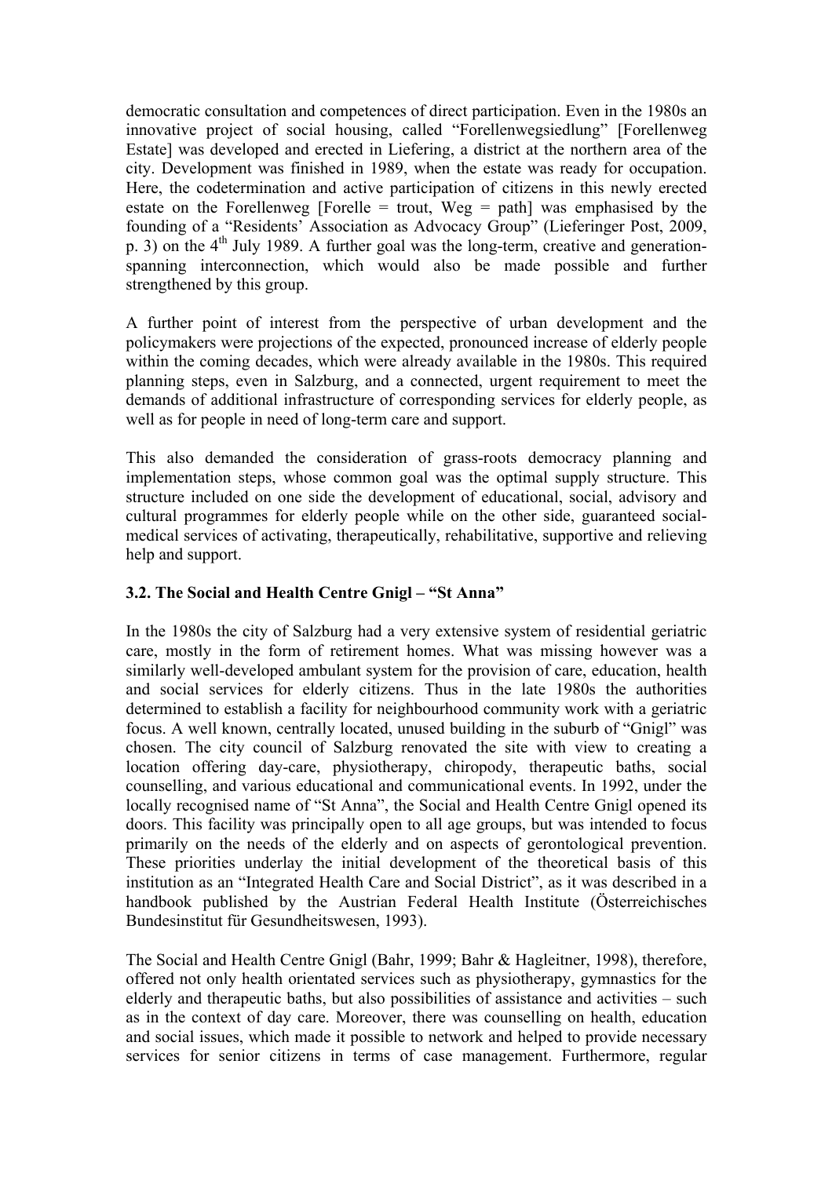democratic consultation and competences of direct participation. Even in the 1980s an innovative project of social housing, called "Forellenwegsiedlung" [Forellenweg Estate] was developed and erected in Liefering, a district at the northern area of the city. Development was finished in 1989, when the estate was ready for occupation. Here, the codetermination and active participation of citizens in this newly erected estate on the Forellenweg [Forelle = trout, Weg = path] was emphasised by the founding of a "Residents' Association as Advocacy Group" (Lieferinger Post, 2009, p. 3) on the 4th July 1989. A further goal was the long-term, creative and generation-spanning interconnection, which would also be made possible and further strengthened by this group.

A further point of interest from the perspective of urban development and the policymakers were projections of the expected, pronounced increase of elderly people within the coming decades, which were already available in the 1980s. This required planning steps, even in Salzburg, and a connected, urgent requirement to meet the demands of additional infrastructure of corresponding services for elderly people, as well as for people in need of long-term care and support.

This also demanded the consideration of grass-roots democracy planning and implementation steps, whose common goal was the optimal supply structure. This structure included on one side the development of educational, social, advisory and cultural programmes for elderly people while on the other side, guaranteed social-medical services of activating, therapeutically, rehabilitative, supportive and relieving help and support.

### 3.2. The Social and Health Centre Gnigl – "St Anna"

In the 1980s the city of Salzburg had a very extensive system of residential geriatric care, mostly in the form of retirement homes. What was missing however was a similarly well-developed ambulant system for the provision of care, education, health and social services for elderly citizens. Thus in the late 1980s the authorities determined to establish a facility for neighbourhood community work with a geriatric focus. A well known, centrally located, unused building in the suburb of "Gnigl" was chosen. The city council of Salzburg renovated the site with view to creating a location offering day-care, physiotherapy, chiropody, therapeutic baths, social counselling, and various educational and communicational events. In 1992, under the locally recognised name of "St Anna", the Social and Health Centre Gnigl opened its doors. This facility was principally open to all age groups, but was intended to focus primarily on the needs of the elderly and on aspects of gerontological prevention. These priorities underlay the initial development of the theoretical basis of this institution as an "Integrated Health Care and Social District", as it was described in a handbook published by the Austrian Federal Health Institute (Österreichisches Bundesinstitut für Gesundheitswesen, 1993).

The Social and Health Centre Gnigl (Bahr, 1999; Bahr & Hagleitner, 1998), therefore, offered not only health orientated services such as physiotherapy, gymnastics for the elderly and therapeutic baths, but also possibilities of assistance and activities – such as in the context of day care. Moreover, there was counselling on health, education and social issues, which made it possible to network and helped to provide necessary services for senior citizens in terms of case management. Furthermore, regular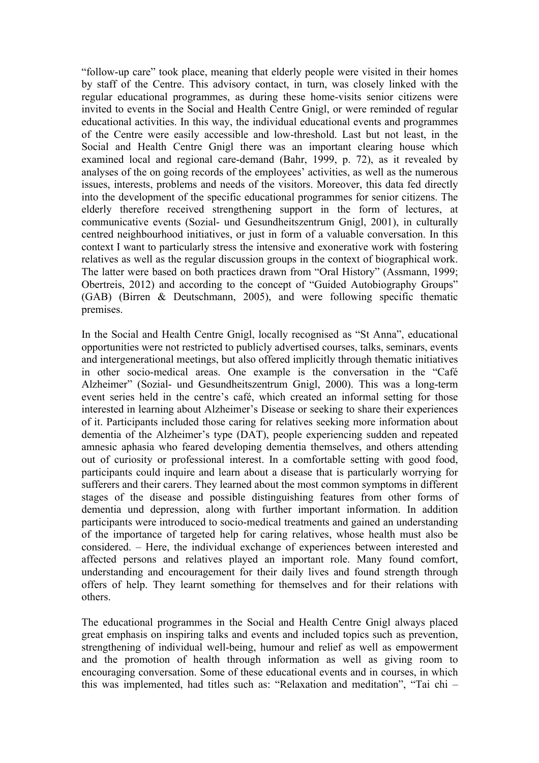"follow-up care" took place, meaning that elderly people were visited in their homes by staff of the Centre. This advisory contact, in turn, was closely linked with the regular educational programmes, as during these home-visits senior citizens were invited to events in the Social and Health Centre Gnigl, or were reminded of regular educational activities. In this way, the individual educational events and programmes of the Centre were easily accessible and low-threshold. Last but not least, in the Social and Health Centre Gnigl there was an important clearing house which examined local and regional care-demand (Bahr, 1999, p. 72), as it revealed by analyses of the on going records of the employees' activities, as well as the numerous issues, interests, problems and needs of the visitors. Moreover, this data fed directly into the development of the specific educational programmes for senior citizens. The elderly therefore received strengthening support in the form of lectures, at communicative events (Sozial- und Gesundheitszentrum Gnigl, 2001), in culturally centred neighbourhood initiatives, or just in form of a valuable conversation. In this context I want to particularly stress the intensive and exonerative work with fostering relatives as well as the regular discussion groups in the context of biographical work. The latter were based on both practices drawn from "Oral History" (Assmann, 1999; Obertreis, 2012) and according to the concept of "Guided Autobiography Groups" (GAB) (Birren & Deutschmann, 2005), and were following specific thematic premises.

In the Social and Health Centre Gnigl, locally recognised as "St Anna", educational opportunities were not restricted to publicly advertised courses, talks, seminars, events and intergenerational meetings, but also offered implicitly through thematic initiatives in other socio-medical areas. One example is the conversation in the "Café Alzheimer" (Sozial- und Gesundheitszentrum Gnigl, 2000). This was a long-term event series held in the centre's café, which created an informal setting for those interested in learning about Alzheimer's Disease or seeking to share their experiences of it. Participants included those caring for relatives seeking more information about dementia of the Alzheimer's type (DAT), people experiencing sudden and repeated amnesic aphasia who feared developing dementia themselves, and others attending out of curiosity or professional interest. In a comfortable setting with good food, participants could inquire and learn about a disease that is particularly worrying for sufferers and their carers. They learned about the most common symptoms in different stages of the disease and possible distinguishing features from other forms of dementia und depression, along with further important information. In addition participants were introduced to socio-medical treatments and gained an understanding of the importance of targeted help for caring relatives, whose health must also be considered. – Here, the individual exchange of experiences between interested and affected persons and relatives played an important role. Many found comfort, understanding and encouragement for their daily lives and found strength through offers of help. They learnt something for themselves and for their relations with others.

The educational programmes in the Social and Health Centre Gnigl always placed great emphasis on inspiring talks and events and included topics such as prevention, strengthening of individual well-being, humour and relief as well as empowerment and the promotion of health through information as well as giving room to encouraging conversation. Some of these educational events and in courses, in which this was implemented, had titles such as: "Relaxation and meditation", "Tai chi –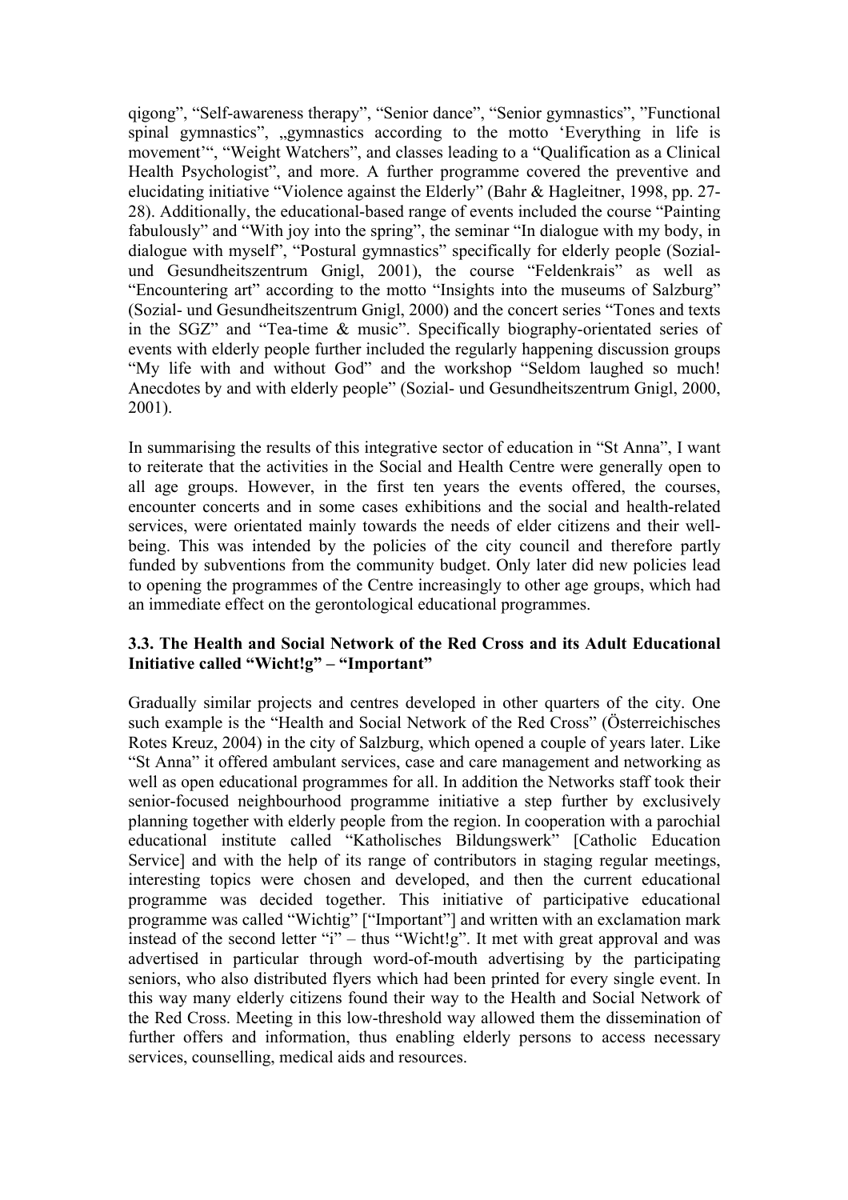qigong", "Self-awareness therapy", "Senior dance", "Senior gymnastics", "Functional spinal gymnastics", „gymnastics according to the motto 'Everything in life is movement'", "Weight Watchers", and classes leading to a "Qualification as a Clinical Health Psychologist", and more. A further programme covered the preventive and elucidating initiative "Violence against the Elderly" (Bahr & Hagleitner, 1998, pp. 27-28). Additionally, the educational-based range of events included the course "Painting fabulously" and "With joy into the spring", the seminar "In dialogue with my body, in dialogue with myself", "Postural gymnastics" specifically for elderly people (Sozial- und Gesundheitszentrum Gnigl, 2001), the course "Feldenkrais" as well as "Encountering art" according to the motto "Insights into the museums of Salzburg" (Sozial- und Gesundheitszentrum Gnigl, 2000) and the concert series "Tones and texts in the SGZ" and "Tea-time & music". Specifically biography-orientated series of events with elderly people further included the regularly happening discussion groups "My life with and without God" and the workshop "Seldom laughed so much! Anecdotes by and with elderly people" (Sozial- und Gesundheitszentrum Gnigl, 2000, 2001).

In summarising the results of this integrative sector of education in "St Anna", I want to reiterate that the activities in the Social and Health Centre were generally open to all age groups. However, in the first ten years the events offered, the courses, encounter concerts and in some cases exhibitions and the social and health-related services, were orientated mainly towards the needs of elder citizens and their well-being. This was intended by the policies of the city council and therefore partly funded by subventions from the community budget. Only later did new policies lead to opening the programmes of the Centre increasingly to other age groups, which had an immediate effect on the gerontological educational programmes.

### 3.3. The Health and Social Network of the Red Cross and its Adult Educational Initiative called "Wicht!g" – "Important"

Gradually similar projects and centres developed in other quarters of the city. One such example is the "Health and Social Network of the Red Cross" (Österreichisches Rotes Kreuz, 2004) in the city of Salzburg, which opened a couple of years later. Like "St Anna" it offered ambulant services, case and care management and networking as well as open educational programmes for all. In addition the Networks staff took their senior-focused neighbourhood programme initiative a step further by exclusively planning together with elderly people from the region. In cooperation with a parochial educational institute called "Katholisches Bildungswerk" [Catholic Education Service] and with the help of its range of contributors in staging regular meetings, interesting topics were chosen and developed, and then the current educational programme was decided together. This initiative of participative educational programme was called "Wichtig" ["Important"] and written with an exclamation mark instead of the second letter "i" – thus "Wicht!g". It met with great approval and was advertised in particular through word-of-mouth advertising by the participating seniors, who also distributed flyers which had been printed for every single event. In this way many elderly citizens found their way to the Health and Social Network of the Red Cross. Meeting in this low-threshold way allowed them the dissemination of further offers and information, thus enabling elderly persons to access necessary services, counselling, medical aids and resources.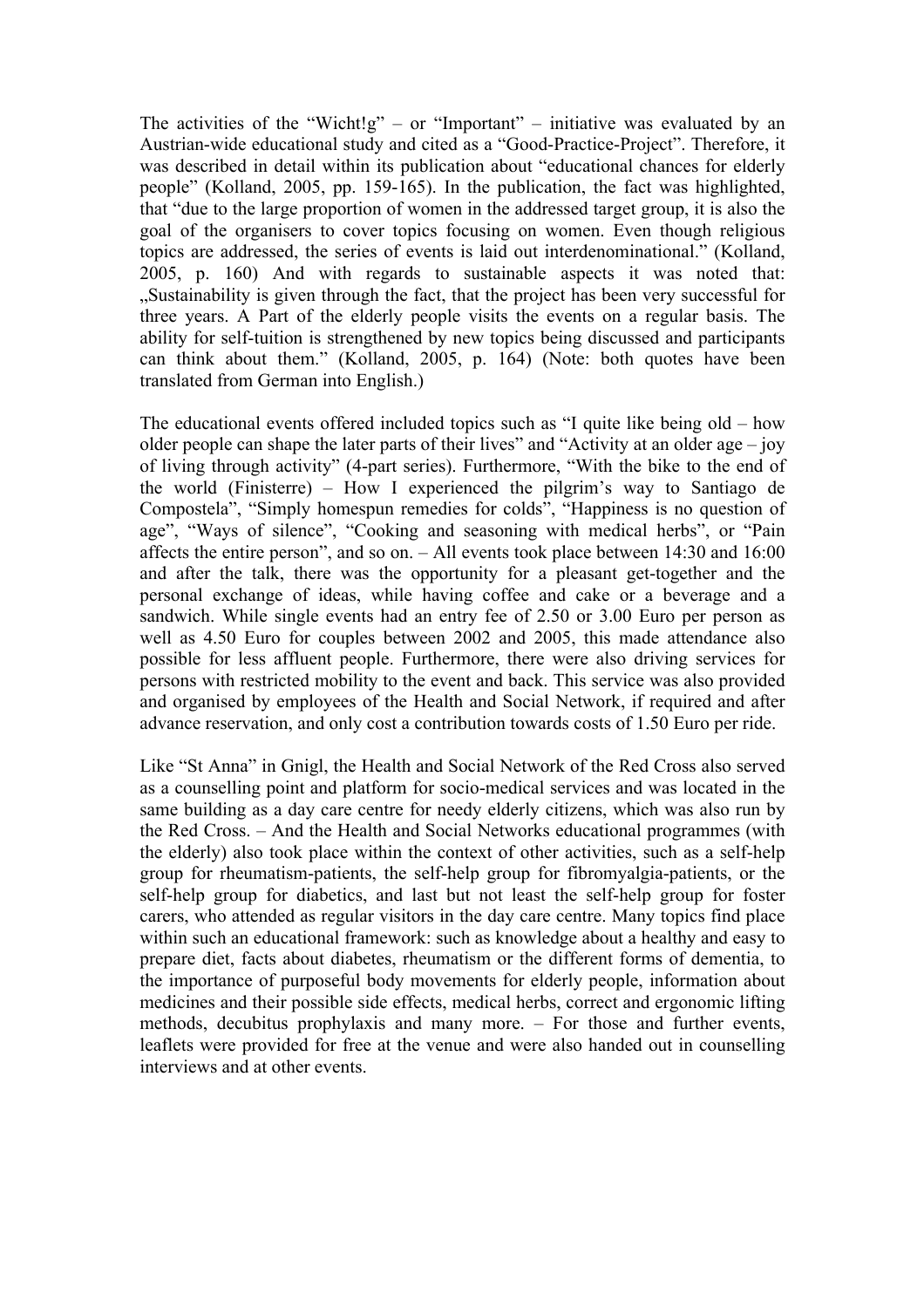The activities of the "Wicht!g" – or "Important" – initiative was evaluated by an Austrian-wide educational study and cited as a "Good-Practice-Project". Therefore, it was described in detail within its publication about "educational chances for elderly people" (Kolland, 2005, pp. 159-165). In the publication, the fact was highlighted, that "due to the large proportion of women in the addressed target group, it is also the goal of the organisers to cover topics focusing on women. Even though religious topics are addressed, the series of events is laid out interdenominational." (Kolland, 2005, p. 160) And with regards to sustainable aspects it was noted that: „Sustainability is given through the fact, that the project has been very successful for three years. A Part of the elderly people visits the events on a regular basis. The ability for self-tuition is strengthened by new topics being discussed and participants can think about them." (Kolland, 2005, p. 164) (Note: both quotes have been translated from German into English.)

The educational events offered included topics such as "I quite like being old – how older people can shape the later parts of their lives" and "Activity at an older age – joy of living through activity" (4-part series). Furthermore, "With the bike to the end of the world (Finisterre) – How I experienced the pilgrim's way to Santiago de Compostela", "Simply homespun remedies for colds", "Happiness is no question of age", "Ways of silence", "Cooking and seasoning with medical herbs", or "Pain affects the entire person", and so on. – All events took place between 14:30 and 16:00 and after the talk, there was the opportunity for a pleasant get-together and the personal exchange of ideas, while having coffee and cake or a beverage and a sandwich. While single events had an entry fee of 2.50 or 3.00 Euro per person as well as 4.50 Euro for couples between 2002 and 2005, this made attendance also possible for less affluent people. Furthermore, there were also driving services for persons with restricted mobility to the event and back. This service was also provided and organised by employees of the Health and Social Network, if required and after advance reservation, and only cost a contribution towards costs of 1.50 Euro per ride.

Like "St Anna" in Gnigl, the Health and Social Network of the Red Cross also served as a counselling point and platform for socio-medical services and was located in the same building as a day care centre for needy elderly citizens, which was also run by the Red Cross. – And the Health and Social Networks educational programmes (with the elderly) also took place within the context of other activities, such as a self-help group for rheumatism-patients, the self-help group for fibromyalgia-patients, or the self-help group for diabetics, and last but not least the self-help group for foster carers, who attended as regular visitors in the day care centre. Many topics find place within such an educational framework: such as knowledge about a healthy and easy to prepare diet, facts about diabetes, rheumatism or the different forms of dementia, to the importance of purposeful body movements for elderly people, information about medicines and their possible side effects, medical herbs, correct and ergonomic lifting methods, decubitus prophylaxis and many more. – For those and further events, leaflets were provided for free at the venue and were also handed out in counselling interviews and at other events.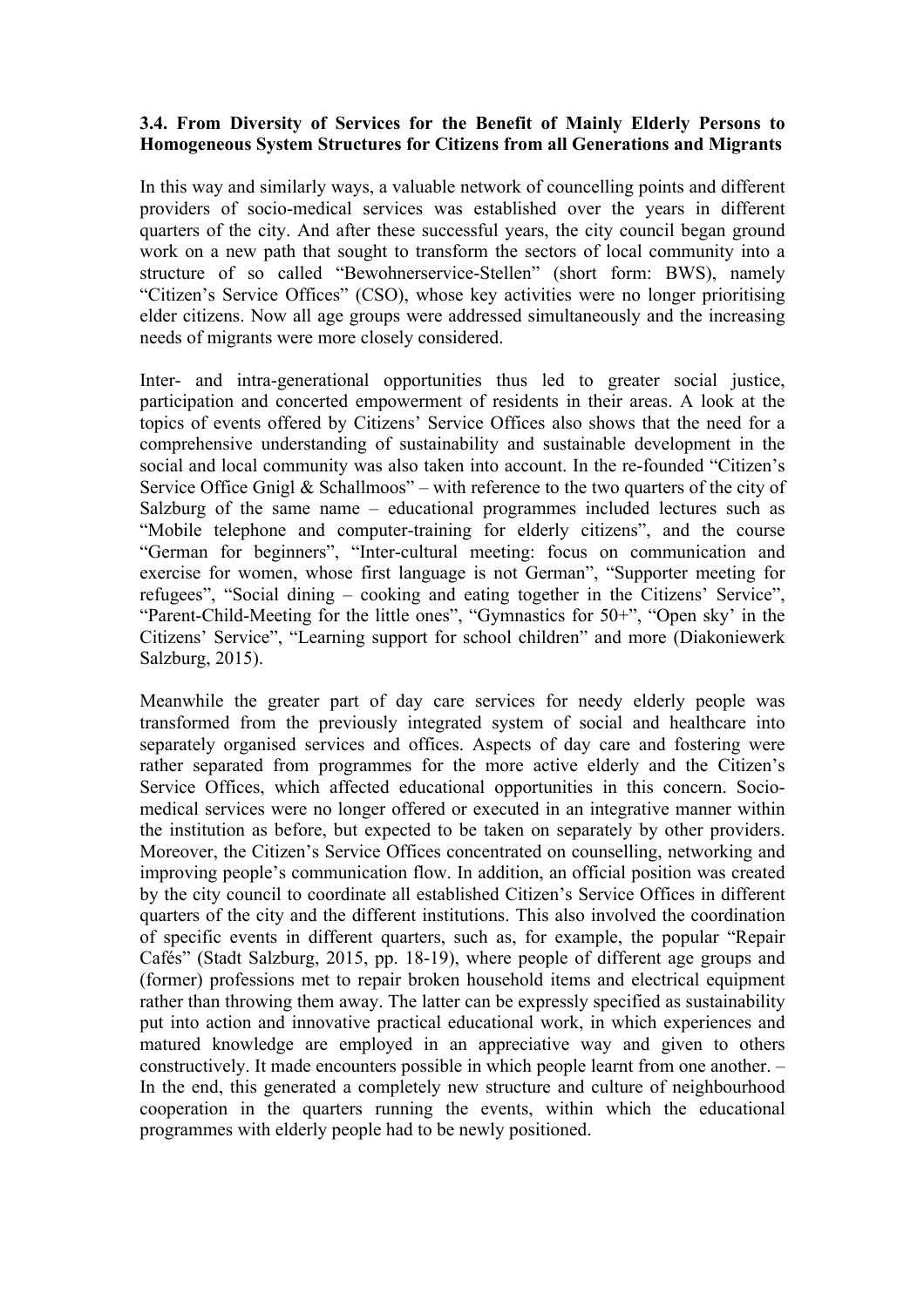### 3.4. From Diversity of Services for the Benefit of Mainly Elderly Persons to Homogeneous System Structures for Citizens from all Generations and Migrants

In this way and similarly ways, a valuable network of councelling points and different providers of socio-medical services was established over the years in different quarters of the city. And after these successful years, the city council began ground work on a new path that sought to transform the sectors of local community into a structure of so called "Bewohnerservice-Stellen" (short form: BWS), namely "Citizen's Service Offices" (CSO), whose key activities were no longer prioritising elder citizens. Now all age groups were addressed simultaneously and the increasing needs of migrants were more closely considered.

Inter- and intra-generational opportunities thus led to greater social justice, participation and concerted empowerment of residents in their areas. A look at the topics of events offered by Citizens' Service Offices also shows that the need for a comprehensive understanding of sustainability and sustainable development in the social and local community was also taken into account. In the re-founded "Citizen's Service Office Gnigl & Schallmoos" – with reference to the two quarters of the city of Salzburg of the same name – educational programmes included lectures such as "Mobile telephone and computer-training for elderly citizens", and the course "German for beginners", "Inter-cultural meeting: focus on communication and exercise for women, whose first language is not German", "Supporter meeting for refugees", "Social dining – cooking and eating together in the Citizens' Service", "Parent-Child-Meeting for the little ones", "Gymnastics for 50+", "Open sky' in the Citizens' Service", "Learning support for school children" and more (Diakoniewerk Salzburg, 2015).

Meanwhile the greater part of day care services for needy elderly people was transformed from the previously integrated system of social and healthcare into separately organised services and offices. Aspects of day care and fostering were rather separated from programmes for the more active elderly and the Citizen's Service Offices, which affected educational opportunities in this concern. Socio-medical services were no longer offered or executed in an integrative manner within the institution as before, but expected to be taken on separately by other providers. Moreover, the Citizen's Service Offices concentrated on counselling, networking and improving people's communication flow. In addition, an official position was created by the city council to coordinate all established Citizen's Service Offices in different quarters of the city and the different institutions. This also involved the coordination of specific events in different quarters, such as, for example, the popular "Repair Cafés" (Stadt Salzburg, 2015, pp. 18-19), where people of different age groups and (former) professions met to repair broken household items and electrical equipment rather than throwing them away. The latter can be expressly specified as sustainability put into action and innovative practical educational work, in which experiences and matured knowledge are employed in an appreciative way and given to others constructively. It made encounters possible in which people learnt from one another. – In the end, this generated a completely new structure and culture of neighbourhood cooperation in the quarters running the events, within which the educational programmes with elderly people had to be newly positioned.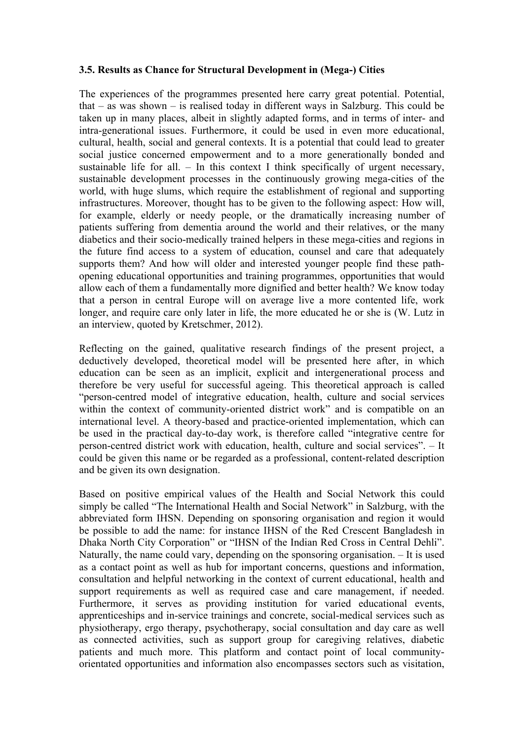### 3.5. Results as Chance for Structural Development in (Mega-) Cities

The experiences of the programmes presented here carry great potential. Potential, that – as was shown – is realised today in different ways in Salzburg. This could be taken up in many places, albeit in slightly adapted forms, and in terms of inter- and intra-generational issues. Furthermore, it could be used in even more educational, cultural, health, social and general contexts. It is a potential that could lead to greater social justice concerned empowerment and to a more generationally bonded and sustainable life for all. – In this context I think specifically of urgent necessary, sustainable development processes in the continuously growing mega-cities of the world, with huge slums, which require the establishment of regional and supporting infrastructures. Moreover, thought has to be given to the following aspect: How will, for example, elderly or needy people, or the dramatically increasing number of patients suffering from dementia around the world and their relatives, or the many diabetics and their socio-medically trained helpers in these mega-cities and regions in the future find access to a system of education, counsel and care that adequately supports them? And how will older and interested younger people find these path-opening educational opportunities and training programmes, opportunities that would allow each of them a fundamentally more dignified and better health? We know today that a person in central Europe will on average live a more contented life, work longer, and require care only later in life, the more educated he or she is (W. Lutz in an interview, quoted by Kretschmer, 2012).

Reflecting on the gained, qualitative research findings of the present project, a deductively developed, theoretical model will be presented here after, in which education can be seen as an implicit, explicit and intergenerational process and therefore be very useful for successful ageing. This theoretical approach is called "person-centred model of integrative education, health, culture and social services within the context of community-oriented district work" and is compatible on an international level. A theory-based and practice-oriented implementation, which can be used in the practical day-to-day work, is therefore called "integrative centre for person-centred district work with education, health, culture and social services". – It could be given this name or be regarded as a professional, content-related description and be given its own designation.

Based on positive empirical values of the Health and Social Network this could simply be called "The International Health and Social Network" in Salzburg, with the abbreviated form IHSN. Depending on sponsoring organisation and region it would be possible to add the name: for instance IHSN of the Red Crescent Bangladesh in Dhaka North City Corporation" or "IHSN of the Indian Red Cross in Central Dehli". Naturally, the name could vary, depending on the sponsoring organisation. – It is used as a contact point as well as hub for important concerns, questions and information, consultation and helpful networking in the context of current educational, health and support requirements as well as required case and care management, if needed. Furthermore, it serves as providing institution for varied educational events, apprenticeships and in-service trainings and concrete, social-medical services such as physiotherapy, ergo therapy, psychotherapy, social consultation and day care as well as connected activities, such as support group for caregiving relatives, diabetic patients and much more. This platform and contact point of local community-orientated opportunities and information also encompasses sectors such as visitation,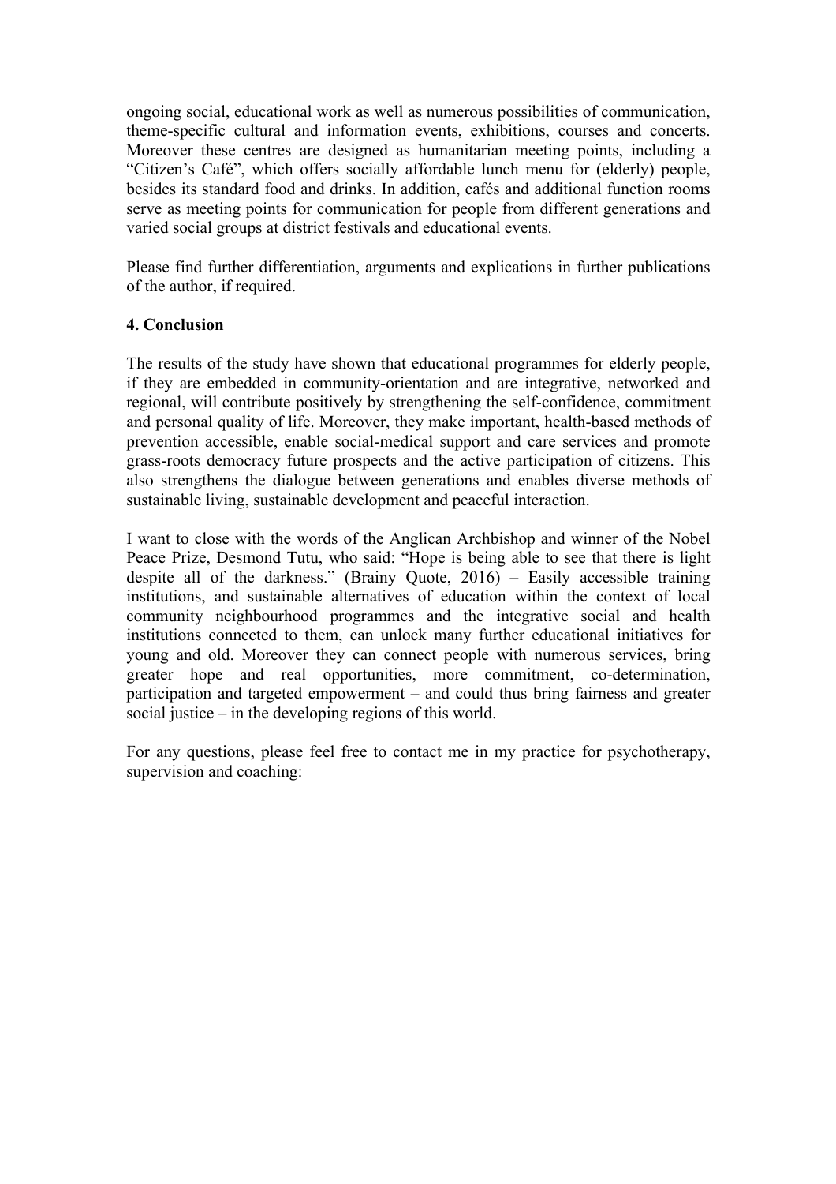ongoing social, educational work as well as numerous possibilities of communication, theme-specific cultural and information events, exhibitions, courses and concerts. Moreover these centres are designed as humanitarian meeting points, including a "Citizen's Café", which offers socially affordable lunch menu for (elderly) people, besides its standard food and drinks. In addition, cafés and additional function rooms serve as meeting points for communication for people from different generations and varied social groups at district festivals and educational events.

Please find further differentiation, arguments and explications in further publications of the author, if required.

**4. Conclusion**

The results of the study have shown that educational programmes for elderly people, if they are embedded in community-orientation and are integrative, networked and regional, will contribute positively by strengthening the self-confidence, commitment and personal quality of life. Moreover, they make important, health-based methods of prevention accessible, enable social-medical support and care services and promote grass-roots democracy future prospects and the active participation of citizens. This also strengthens the dialogue between generations and enables diverse methods of sustainable living, sustainable development and peaceful interaction.

I want to close with the words of the Anglican Archbishop and winner of the Nobel Peace Prize, Desmond Tutu, who said: "Hope is being able to see that there is light despite all of the darkness." (Brainy Quote, 2016) – Easily accessible training institutions, and sustainable alternatives of education within the context of local community neighbourhood programmes and the integrative social and health institutions connected to them, can unlock many further educational initiatives for young and old. Moreover they can connect people with numerous services, bring greater hope and real opportunities, more commitment, co-determination, participation and targeted empowerment – and could thus bring fairness and greater social justice – in the developing regions of this world.

For any questions, please feel free to contact me in my practice for psychotherapy, supervision and coaching: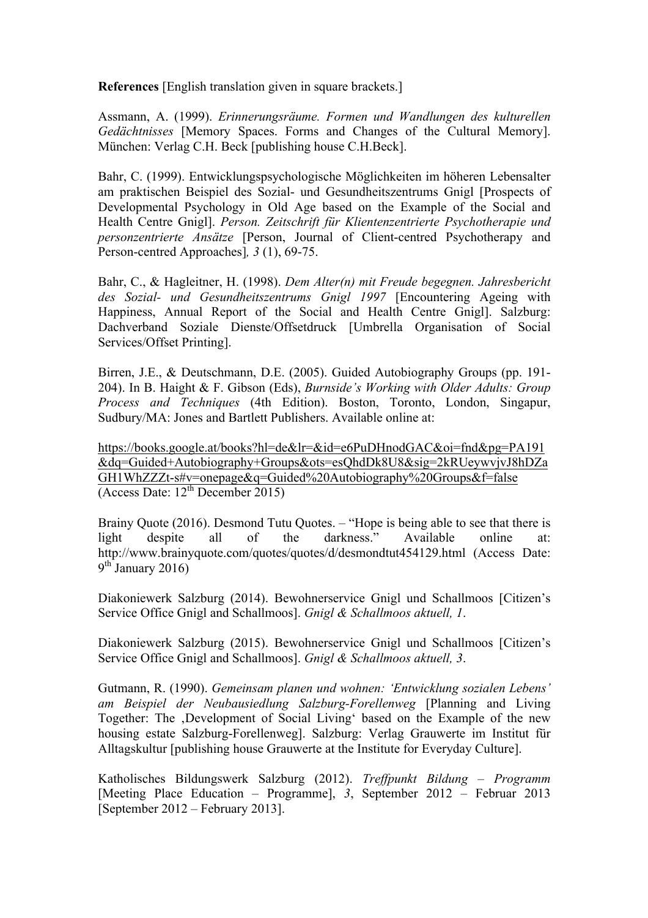**References** [English translation given in square brackets.]

Assmann, A. (1999). *Erinnerungsräume. Formen und Wandlungen des kulturellen Gedächtnisses* [Memory Spaces. Forms and Changes of the Cultural Memory]. München: Verlag C.H. Beck [publishing house C.H.Beck].

Bahr, C. (1999). Entwicklungspsychologische Möglichkeiten im höheren Lebensalter am praktischen Beispiel des Sozial- und Gesundheitszentrums Gnigl [Prospects of Developmental Psychology in Old Age based on the Example of the Social and Health Centre Gnigl]. *Person. Zeitschrift für Klientenzentrierte Psychotherapie und personzentrierte Ansätze* [Person, Journal of Client-centred Psychotherapy and Person-centred Approaches]*, 3* (1), 69-75.

Bahr, C., & Hagleitner, H. (1998). *Dem Alter(n) mit Freude begegnen. Jahresbericht des Sozial- und Gesundheitszentrums Gnigl 1997* [Encountering Ageing with Happiness, Annual Report of the Social and Health Centre Gnigl]. Salzburg: Dachverband Soziale Dienste/Offsetdruck [Umbrella Organisation of Social Services/Offset Printing].

Birren, J.E., & Deutschmann, D.E. (2005). Guided Autobiography Groups (pp. 191-204). In B. Haight & F. Gibson (Eds), *Burnside's Working with Older Adults: Group Process and Techniques* (4th Edition). Boston, Toronto, London, Singapur, Sudbury/MA: Jones and Bartlett Publishers. Available online at:

https://books.google.at/books?hl=de&lr=&id=e6PuDHnodGAC&oi=fnd&pg=PA191&dq=Guided+Autobiography+Groups&ots=esQhdDk8U8&sig=2kRUeywvjvJ8hDZaGH1WhZZZt-s#v=onepage&q=Guided%20Autobiography%20Groups&f=false (Access Date: 12th December 2015)

Brainy Quote (2016). Desmond Tutu Quotes. – "Hope is being able to see that there is light despite all of the darkness." Available online at: http://www.brainyquote.com/quotes/quotes/d/desmondtut454129.html (Access Date: 9th January 2016)

Diakoniewerk Salzburg (2014). Bewohnerservice Gnigl und Schallmoos [Citizen's Service Office Gnigl and Schallmoos]. *Gnigl & Schallmoos aktuell, 1*.

Diakoniewerk Salzburg (2015). Bewohnerservice Gnigl und Schallmoos [Citizen's Service Office Gnigl and Schallmoos]. *Gnigl & Schallmoos aktuell, 3*.

Gutmann, R. (1990). *Gemeinsam planen und wohnen: 'Entwicklung sozialen Lebens' am Beispiel der Neubausiedlung Salzburg-Forellenweg* [Planning and Living Together: The ,Development of Social Living' based on the Example of the new housing estate Salzburg-Forellenweg]. Salzburg: Verlag Grauwerte im Institut für Alltagskultur [publishing house Grauwerte at the Institute for Everyday Culture].

Katholisches Bildungswerk Salzburg (2012). *Treffpunkt Bildung – Programm* [Meeting Place Education – Programme], *3*, September 2012 – Februar 2013 [September 2012 – February 2013].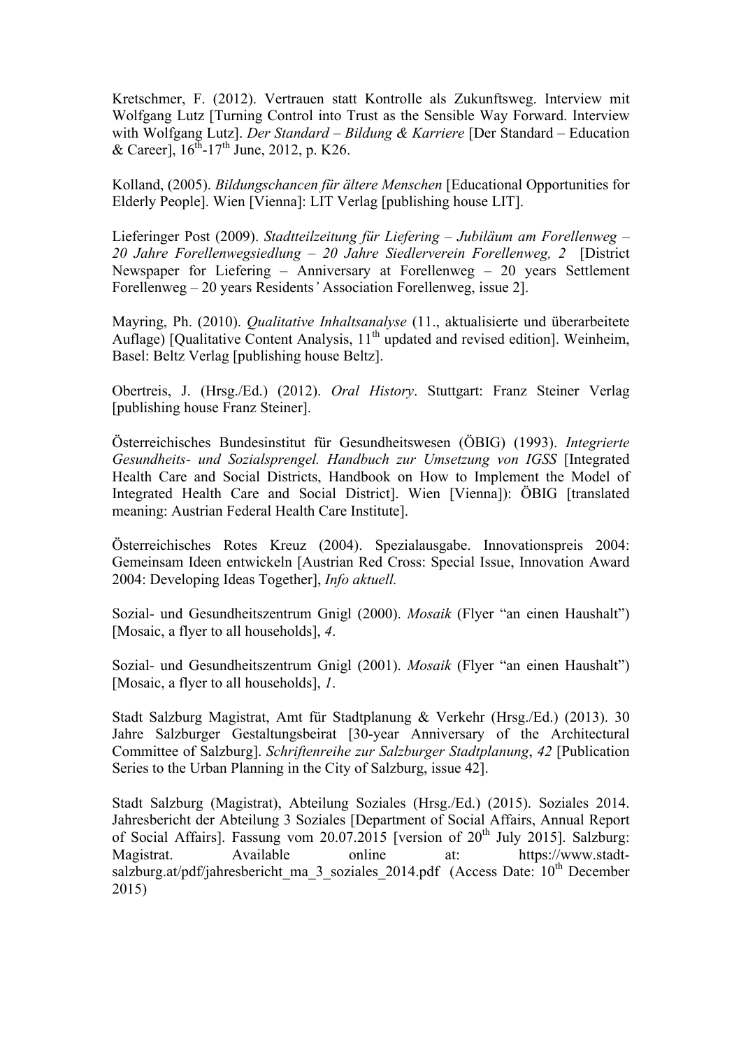Kretschmer, F. (2012). Vertrauen statt Kontrolle als Zukunftsweg. Interview mit Wolfgang Lutz [Turning Control into Trust as the Sensible Way Forward. Interview with Wolfgang Lutz]. *Der Standard – Bildung & Karriere* [Der Standard – Education & Career], 16th-17th June, 2012, p. K26.

Kolland, (2005). *Bildungschancen für ältere Menschen* [Educational Opportunities for Elderly People]. Wien [Vienna]: LIT Verlag [publishing house LIT].

Lieferinger Post (2009). *Stadtteilzeitung für Liefering – Jubiläum am Forellenweg – 20 Jahre Forellenwegsiedlung – 20 Jahre Siedlerverein Forellenweg, 2* [District Newspaper for Liefering – Anniversary at Forellenweg – 20 years Settlement Forellenweg – 20 years Residents' Association Forellenweg, issue 2].

Mayring, Ph. (2010). *Qualitative Inhaltsanalyse* (11., aktualisierte und überarbeitete Auflage) [Qualitative Content Analysis, 11th updated and revised edition]. Weinheim, Basel: Beltz Verlag [publishing house Beltz].

Obertreis, J. (Hrsg./Ed.) (2012). *Oral History*. Stuttgart: Franz Steiner Verlag [publishing house Franz Steiner].

Österreichisches Bundesinstitut für Gesundheitswesen (ÖBIG) (1993). *Integrierte Gesundheits- und Sozialsprengel. Handbuch zur Umsetzung von IGSS* [Integrated Health Care and Social Districts, Handbook on How to Implement the Model of Integrated Health Care and Social District]. Wien [Vienna]): ÖBIG [translated meaning: Austrian Federal Health Care Institute].

Österreichisches Rotes Kreuz (2004). Spezialausgabe. Innovationspreis 2004: Gemeinsam Ideen entwickeln [Austrian Red Cross: Special Issue, Innovation Award 2004: Developing Ideas Together], *Info aktuell.*

Sozial- und Gesundheitszentrum Gnigl (2000). *Mosaik* (Flyer "an einen Haushalt") [Mosaic, a flyer to all households], *4*.

Sozial- und Gesundheitszentrum Gnigl (2001). *Mosaik* (Flyer "an einen Haushalt") [Mosaic, a flyer to all households], *1*.

Stadt Salzburg Magistrat, Amt für Stadtplanung & Verkehr (Hrsg./Ed.) (2013). 30 Jahre Salzburger Gestaltungsbeirat [30-year Anniversary of the Architectural Committee of Salzburg]. *Schriftenreihe zur Salzburger Stadtplanung*, *42* [Publication Series to the Urban Planning in the City of Salzburg, issue 42].

Stadt Salzburg (Magistrat), Abteilung Soziales (Hrsg./Ed.) (2015). Soziales 2014. Jahresbericht der Abteilung 3 Soziales [Department of Social Affairs, Annual Report of Social Affairs]. Fassung vom 20.07.2015 [version of 20th July 2015]. Salzburg: Magistrat. Available online at: https://www.stadt-salzburg.at/pdf/jahresbericht_ma_3_soziales_2014.pdf (Access Date: 10th December 2015)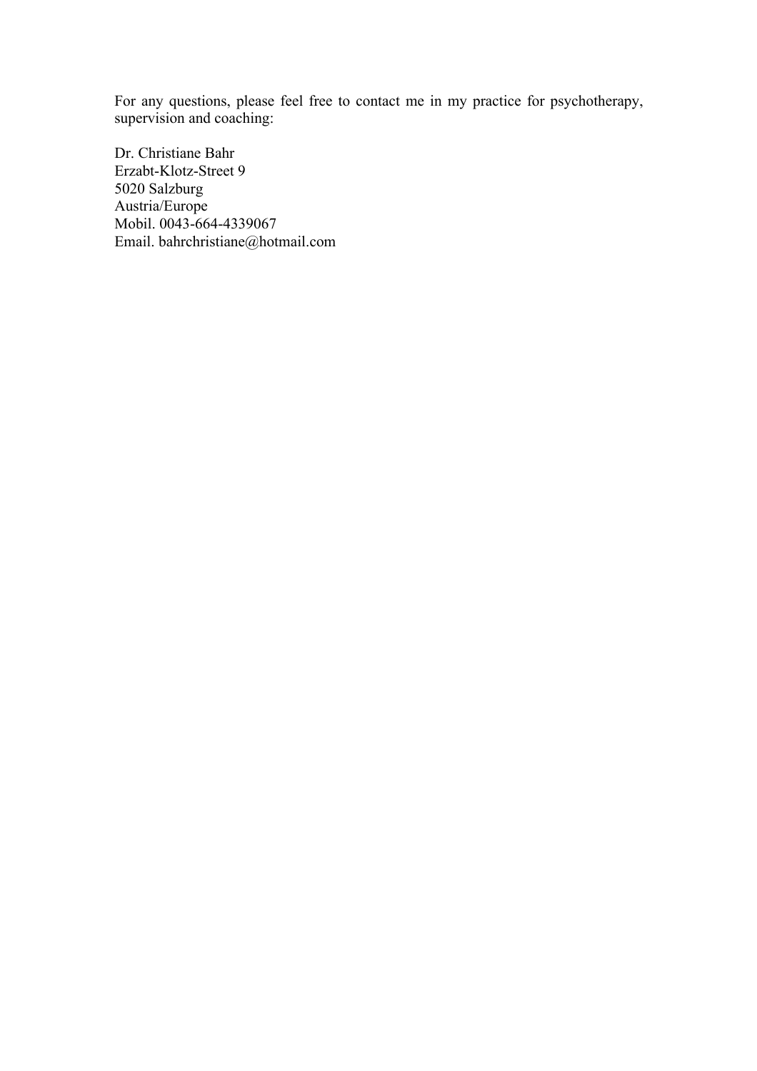For any questions, please feel free to contact me in my practice for psychotherapy, supervision and coaching:

Dr. Christiane Bahr
Erzabt-Klotz-Street 9
5020 Salzburg
Austria/Europe
Mobil. 0043-664-4339067
Email. bahrchristiane@hotmail.com